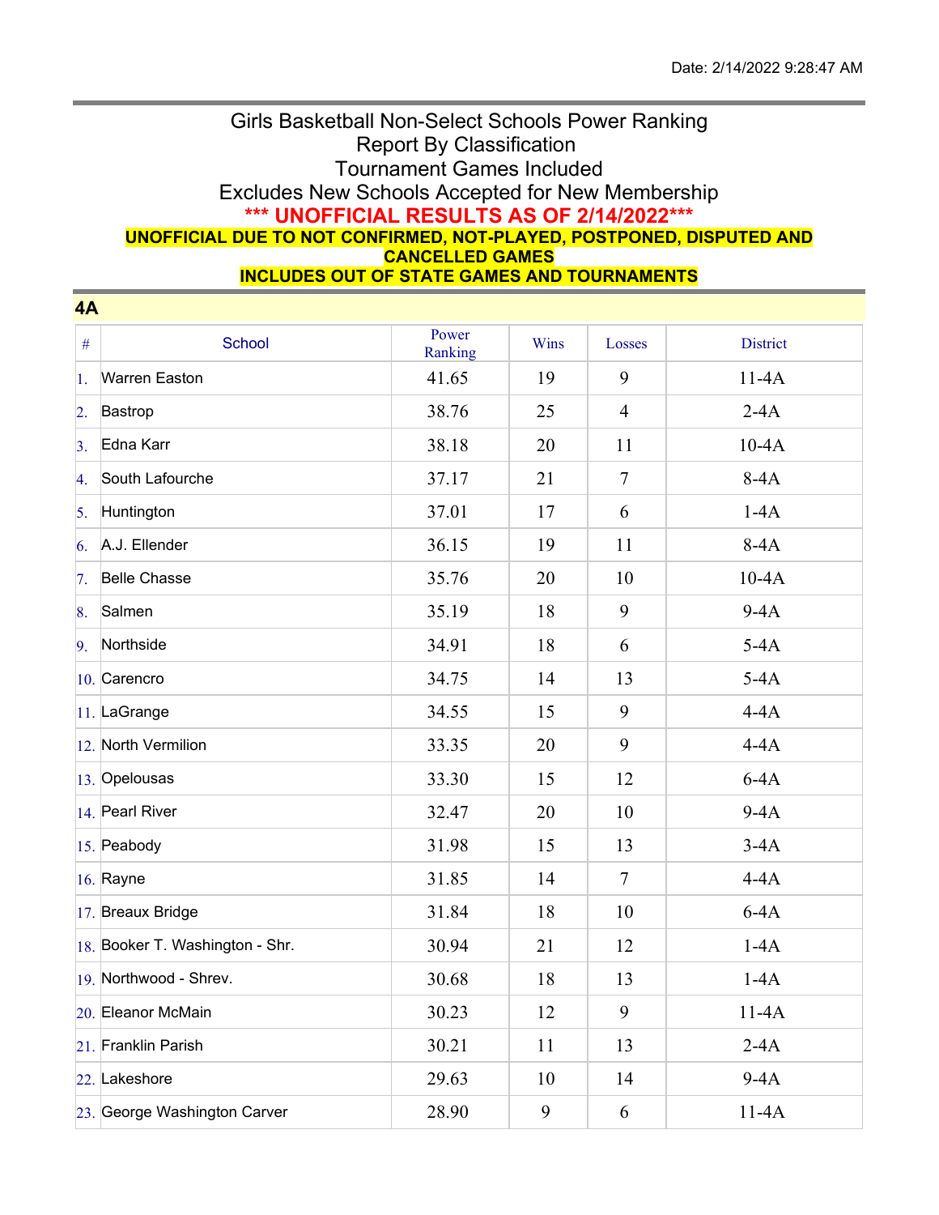Date: 2/14/2022 9:28:47 AM

# Girls Basketball Non-Select Schools Power Ranking
## Report By Classification
## Tournament Games Included
## Excludes New Schools Accepted for New Membership

**\*\*\* UNOFFICIAL RESULTS AS OF 2/14/2022\*\*\***

**UNOFFICIAL DUE TO NOT CONFIRMED, NOT-PLAYED, POSTPONED, DISPUTED AND CANCELLED GAMES**

**INCLUDES OUT OF STATE GAMES AND TOURNAMENTS**

### 4A

| # | School | Power Ranking | Wins | Losses | District |
|---|---|---|---|---|---|
| 1. | Warren Easton | 41.65 | 19 | 9 | 11-4A |
| 2. | Bastrop | 38.76 | 25 | 4 | 2-4A |
| 3. | Edna Karr | 38.18 | 20 | 11 | 10-4A |
| 4. | South Lafourche | 37.17 | 21 | 7 | 8-4A |
| 5. | Huntington | 37.01 | 17 | 6 | 1-4A |
| 6. | A.J. Ellender | 36.15 | 19 | 11 | 8-4A |
| 7. | Belle Chasse | 35.76 | 20 | 10 | 10-4A |
| 8. | Salmen | 35.19 | 18 | 9 | 9-4A |
| 9. | Northside | 34.91 | 18 | 6 | 5-4A |
| 10. | Carencro | 34.75 | 14 | 13 | 5-4A |
| 11. | LaGrange | 34.55 | 15 | 9 | 4-4A |
| 12. | North Vermilion | 33.35 | 20 | 9 | 4-4A |
| 13. | Opelousas | 33.30 | 15 | 12 | 6-4A |
| 14. | Pearl River | 32.47 | 20 | 10 | 9-4A |
| 15. | Peabody | 31.98 | 15 | 13 | 3-4A |
| 16. | Rayne | 31.85 | 14 | 7 | 4-4A |
| 17. | Breaux Bridge | 31.84 | 18 | 10 | 6-4A |
| 18. | Booker T. Washington - Shr. | 30.94 | 21 | 12 | 1-4A |
| 19. | Northwood - Shrev. | 30.68 | 18 | 13 | 1-4A |
| 20. | Eleanor McMain | 30.23 | 12 | 9 | 11-4A |
| 21. | Franklin Parish | 30.21 | 11 | 13 | 2-4A |
| 22. | Lakeshore | 29.63 | 10 | 14 | 9-4A |
| 23. | George Washington Carver | 28.90 | 9 | 6 | 11-4A |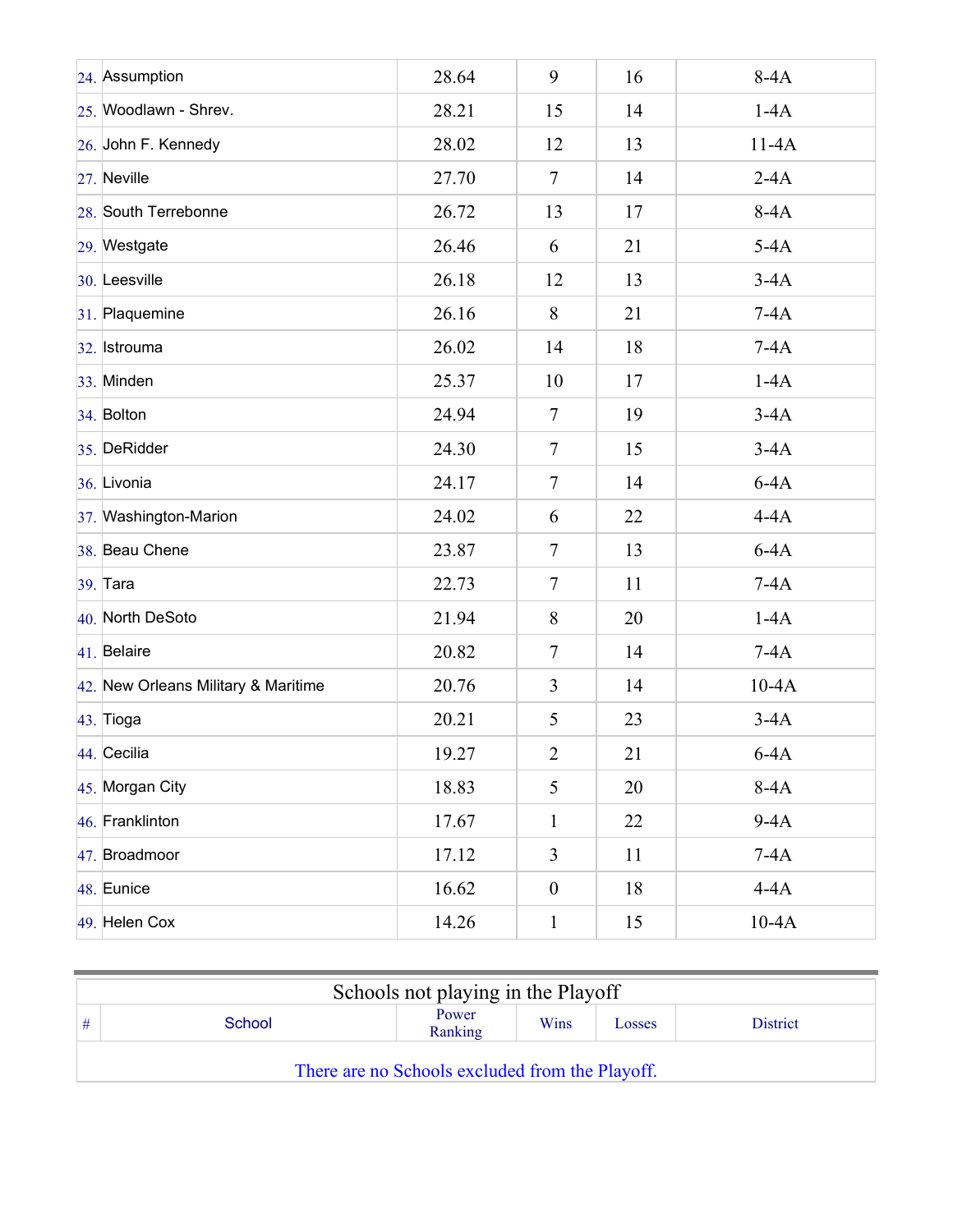| | | | | |
|---|---|---|---|---|
| 24. Assumption | 28.64 | 9 | 16 | 8-4A |
| 25. Woodlawn - Shrev. | 28.21 | 15 | 14 | 1-4A |
| 26. John F. Kennedy | 28.02 | 12 | 13 | 11-4A |
| 27. Neville | 27.70 | 7 | 14 | 2-4A |
| 28. South Terrebonne | 26.72 | 13 | 17 | 8-4A |
| 29. Westgate | 26.46 | 6 | 21 | 5-4A |
| 30. Leesville | 26.18 | 12 | 13 | 3-4A |
| 31. Plaquemine | 26.16 | 8 | 21 | 7-4A |
| 32. Istrouma | 26.02 | 14 | 18 | 7-4A |
| 33. Minden | 25.37 | 10 | 17 | 1-4A |
| 34. Bolton | 24.94 | 7 | 19 | 3-4A |
| 35. DeRidder | 24.30 | 7 | 15 | 3-4A |
| 36. Livonia | 24.17 | 7 | 14 | 6-4A |
| 37. Washington-Marion | 24.02 | 6 | 22 | 4-4A |
| 38. Beau Chene | 23.87 | 7 | 13 | 6-4A |
| 39. Tara | 22.73 | 7 | 11 | 7-4A |
| 40. North DeSoto | 21.94 | 8 | 20 | 1-4A |
| 41. Belaire | 20.82 | 7 | 14 | 7-4A |
| 42. New Orleans Military & Maritime | 20.76 | 3 | 14 | 10-4A |
| 43. Tioga | 20.21 | 5 | 23 | 3-4A |
| 44. Cecilia | 19.27 | 2 | 21 | 6-4A |
| 45. Morgan City | 18.83 | 5 | 20 | 8-4A |
| 46. Franklinton | 17.67 | 1 | 22 | 9-4A |
| 47. Broadmoor | 17.12 | 3 | 11 | 7-4A |
| 48. Eunice | 16.62 | 0 | 18 | 4-4A |
| 49. Helen Cox | 14.26 | 1 | 15 | 10-4A |

Schools not playing in the Playoff

| # | School | Power Ranking | Wins | Losses | District |
|---|---|---|---|---|---|

There are no Schools excluded from the Playoff.